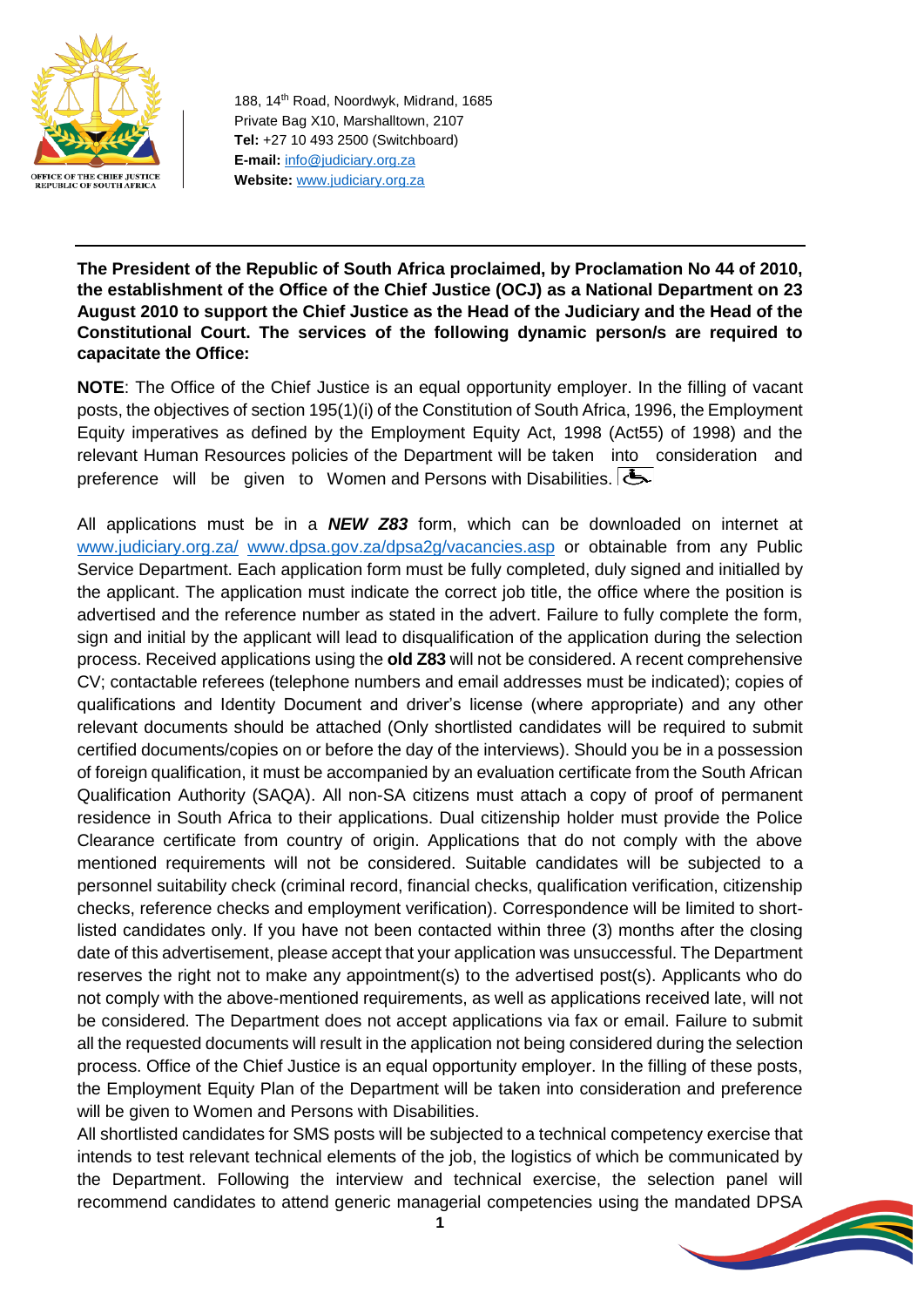188, 14th Road, Noordwyk, Midrand, 1685
Private Bag X10, Marshalltown, 2107
**Tel:** +27 10 493 2500 (Switchboard)
**E-mail:** info@judiciary.org.za
**Website:** www.judiciary.org.za

---

**The President of the Republic of South Africa proclaimed, by Proclamation No 44 of 2010, the establishment of the Office of the Chief Justice (OCJ) as a National Department on 23 August 2010 to support the Chief Justice as the Head of the Judiciary and the Head of the Constitutional Court. The services of the following dynamic person/s are required to capacitate the Office:**

**NOTE**: The Office of the Chief Justice is an equal opportunity employer. In the filling of vacant posts, the objectives of section 195(1)(i) of the Constitution of South Africa, 1996, the Employment Equity imperatives as defined by the Employment Equity Act, 1998 (Act55) of 1998) and the relevant Human Resources policies of the Department will be taken into consideration and preference will be given to Women and Persons with Disabilities.

All applications must be in a ***NEW Z83*** form, which can be downloaded on internet at www.judiciary.org.za/ www.dpsa.gov.za/dpsa2g/vacancies.asp or obtainable from any Public Service Department. Each application form must be fully completed, duly signed and initialled by the applicant. The application must indicate the correct job title, the office where the position is advertised and the reference number as stated in the advert. Failure to fully complete the form, sign and initial by the applicant will lead to disqualification of the application during the selection process. Received applications using the **old Z83** will not be considered. A recent comprehensive CV; contactable referees (telephone numbers and email addresses must be indicated); copies of qualifications and Identity Document and driver's license (where appropriate) and any other relevant documents should be attached (Only shortlisted candidates will be required to submit certified documents/copies on or before the day of the interviews). Should you be in a possession of foreign qualification, it must be accompanied by an evaluation certificate from the South African Qualification Authority (SAQA). All non-SA citizens must attach a copy of proof of permanent residence in South Africa to their applications. Dual citizenship holder must provide the Police Clearance certificate from country of origin. Applications that do not comply with the above mentioned requirements will not be considered. Suitable candidates will be subjected to a personnel suitability check (criminal record, financial checks, qualification verification, citizenship checks, reference checks and employment verification). Correspondence will be limited to short-listed candidates only. If you have not been contacted within three (3) months after the closing date of this advertisement, please accept that your application was unsuccessful. The Department reserves the right not to make any appointment(s) to the advertised post(s). Applicants who do not comply with the above-mentioned requirements, as well as applications received late, will not be considered. The Department does not accept applications via fax or email. Failure to submit all the requested documents will result in the application not being considered during the selection process. Office of the Chief Justice is an equal opportunity employer. In the filling of these posts, the Employment Equity Plan of the Department will be taken into consideration and preference will be given to Women and Persons with Disabilities.

All shortlisted candidates for SMS posts will be subjected to a technical competency exercise that intends to test relevant technical elements of the job, the logistics of which be communicated by the Department. Following the interview and technical exercise, the selection panel will recommend candidates to attend generic managerial competencies using the mandated DPSA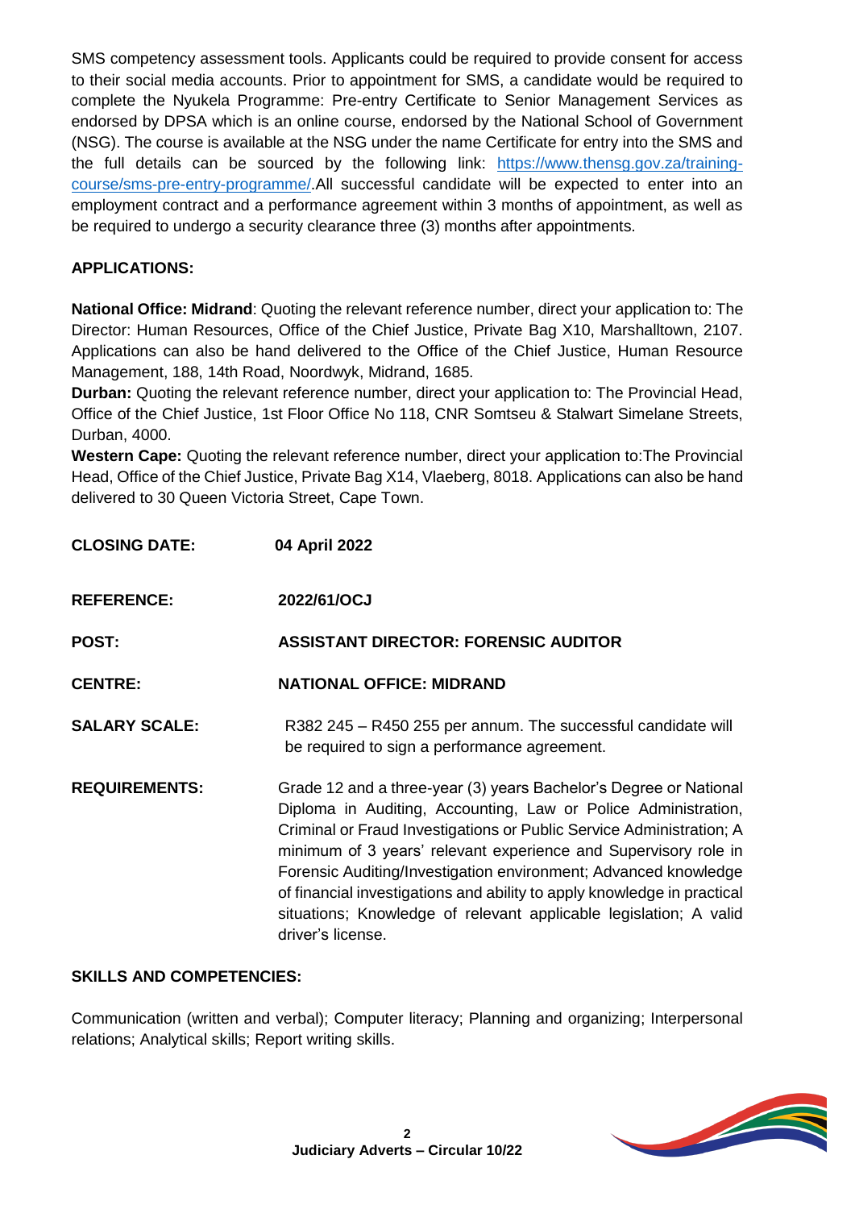SMS competency assessment tools. Applicants could be required to provide consent for access to their social media accounts. Prior to appointment for SMS, a candidate would be required to complete the Nyukela Programme: Pre-entry Certificate to Senior Management Services as endorsed by DPSA which is an online course, endorsed by the National School of Government (NSG). The course is available at the NSG under the name Certificate for entry into the SMS and the full details can be sourced by the following link: [https://www.thensg.gov.za/training-course/sms-pre-entry-programme/](https://www.thensg.gov.za/training-course/sms-pre-entry-programme/).All successful candidate will be expected to enter into an employment contract and a performance agreement within 3 months of appointment, as well as be required to undergo a security clearance three (3) months after appointments.

**APPLICATIONS:**

**National Office: Midrand**: Quoting the relevant reference number, direct your application to: The Director: Human Resources, Office of the Chief Justice, Private Bag X10, Marshalltown, 2107. Applications can also be hand delivered to the Office of the Chief Justice, Human Resource Management, 188, 14th Road, Noordwyk, Midrand, 1685.

**Durban:** Quoting the relevant reference number, direct your application to: The Provincial Head, Office of the Chief Justice, 1st Floor Office No 118, CNR Somtseu & Stalwart Simelane Streets, Durban, 4000.

**Western Cape:** Quoting the relevant reference number, direct your application to:The Provincial Head, Office of the Chief Justice, Private Bag X14, Vlaeberg, 8018. Applications can also be hand delivered to 30 Queen Victoria Street, Cape Town.

**CLOSING DATE:** **04 April 2022**

**REFERENCE:** **2022/61/OCJ**

**POST:** **ASSISTANT DIRECTOR: FORENSIC AUDITOR**

**CENTRE:** **NATIONAL OFFICE: MIDRAND**

**SALARY SCALE:** R382 245 – R450 255 per annum. The successful candidate will be required to sign a performance agreement.

**REQUIREMENTS:** Grade 12 and a three-year (3) years Bachelor's Degree or National Diploma in Auditing, Accounting, Law or Police Administration, Criminal or Fraud Investigations or Public Service Administration; A minimum of 3 years' relevant experience and Supervisory role in Forensic Auditing/Investigation environment; Advanced knowledge of financial investigations and ability to apply knowledge in practical situations; Knowledge of relevant applicable legislation; A valid driver's license.

**SKILLS AND COMPETENCIES:**

Communication (written and verbal); Computer literacy; Planning and organizing; Interpersonal relations; Analytical skills; Report writing skills.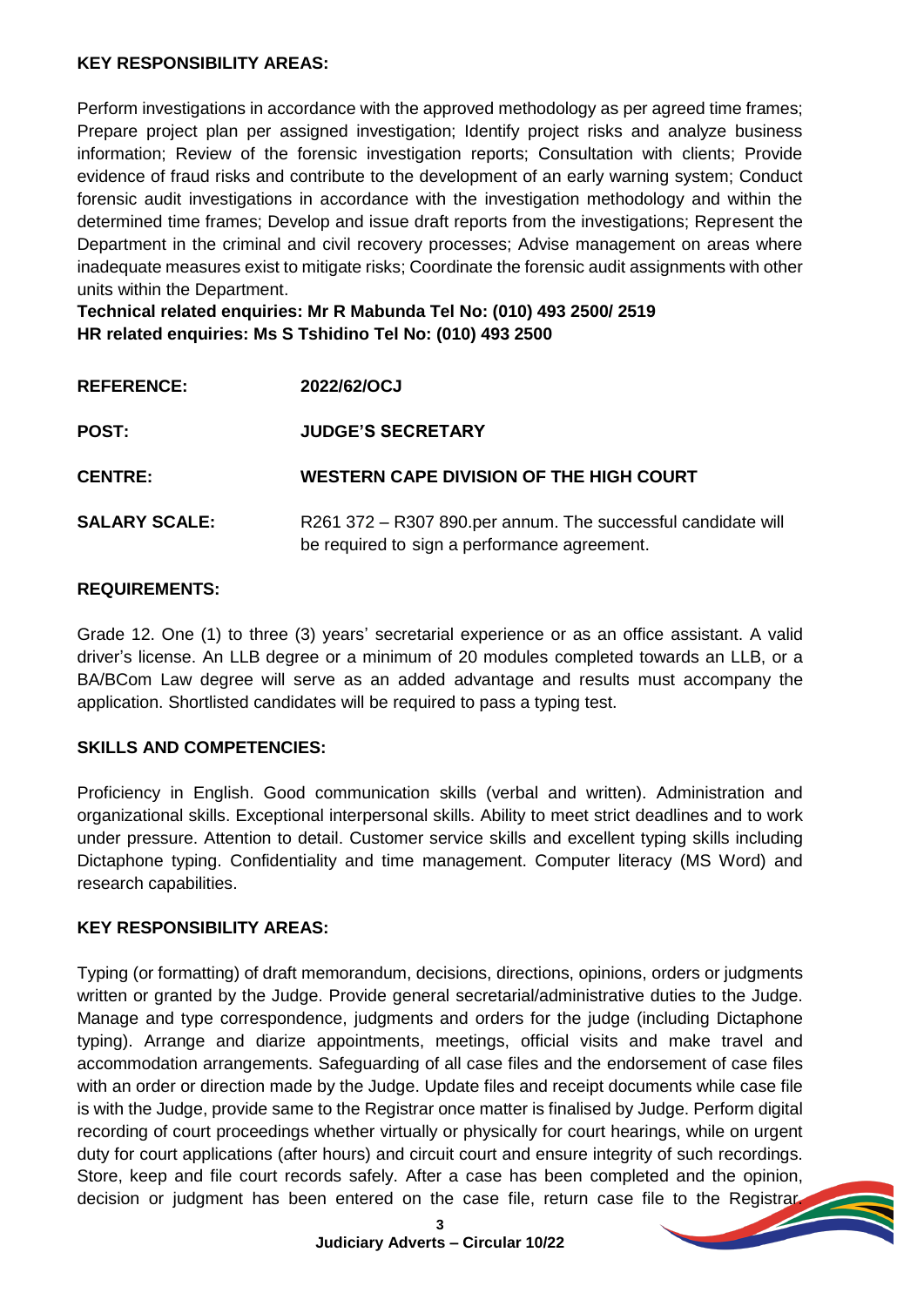**KEY RESPONSIBILITY AREAS:**

Perform investigations in accordance with the approved methodology as per agreed time frames; Prepare project plan per assigned investigation; Identify project risks and analyze business information; Review of the forensic investigation reports; Consultation with clients; Provide evidence of fraud risks and contribute to the development of an early warning system; Conduct forensic audit investigations in accordance with the investigation methodology and within the determined time frames; Develop and issue draft reports from the investigations; Represent the Department in the criminal and civil recovery processes; Advise management on areas where inadequate measures exist to mitigate risks; Coordinate the forensic audit assignments with other units within the Department.

**Technical related enquiries: Mr R Mabunda Tel No: (010) 493 2500/ 2519**
**HR related enquiries: Ms S Tshidino Tel No: (010) 493 2500**

**REFERENCE:** **2022/62/OCJ**

**POST:** **JUDGE'S SECRETARY**

**CENTRE:** **WESTERN CAPE DIVISION OF THE HIGH COURT**

**SALARY SCALE:** R261 372 – R307 890.per annum. The successful candidate will be required to sign a performance agreement.

**REQUIREMENTS:**

Grade 12. One (1) to three (3) years' secretarial experience or as an office assistant. A valid driver's license. An LLB degree or a minimum of 20 modules completed towards an LLB, or a BA/BCom Law degree will serve as an added advantage and results must accompany the application. Shortlisted candidates will be required to pass a typing test.

**SKILLS AND COMPETENCIES:**

Proficiency in English. Good communication skills (verbal and written). Administration and organizational skills. Exceptional interpersonal skills. Ability to meet strict deadlines and to work under pressure. Attention to detail. Customer service skills and excellent typing skills including Dictaphone typing. Confidentiality and time management. Computer literacy (MS Word) and research capabilities.

**KEY RESPONSIBILITY AREAS:**

Typing (or formatting) of draft memorandum, decisions, directions, opinions, orders or judgments written or granted by the Judge. Provide general secretarial/administrative duties to the Judge. Manage and type correspondence, judgments and orders for the judge (including Dictaphone typing). Arrange and diarize appointments, meetings, official visits and make travel and accommodation arrangements. Safeguarding of all case files and the endorsement of case files with an order or direction made by the Judge. Update files and receipt documents while case file is with the Judge, provide same to the Registrar once matter is finalised by Judge. Perform digital recording of court proceedings whether virtually or physically for court hearings, while on urgent duty for court applications (after hours) and circuit court and ensure integrity of such recordings. Store, keep and file court records safely. After a case has been completed and the opinion, decision or judgment has been entered on the case file, return case file to the Registrar.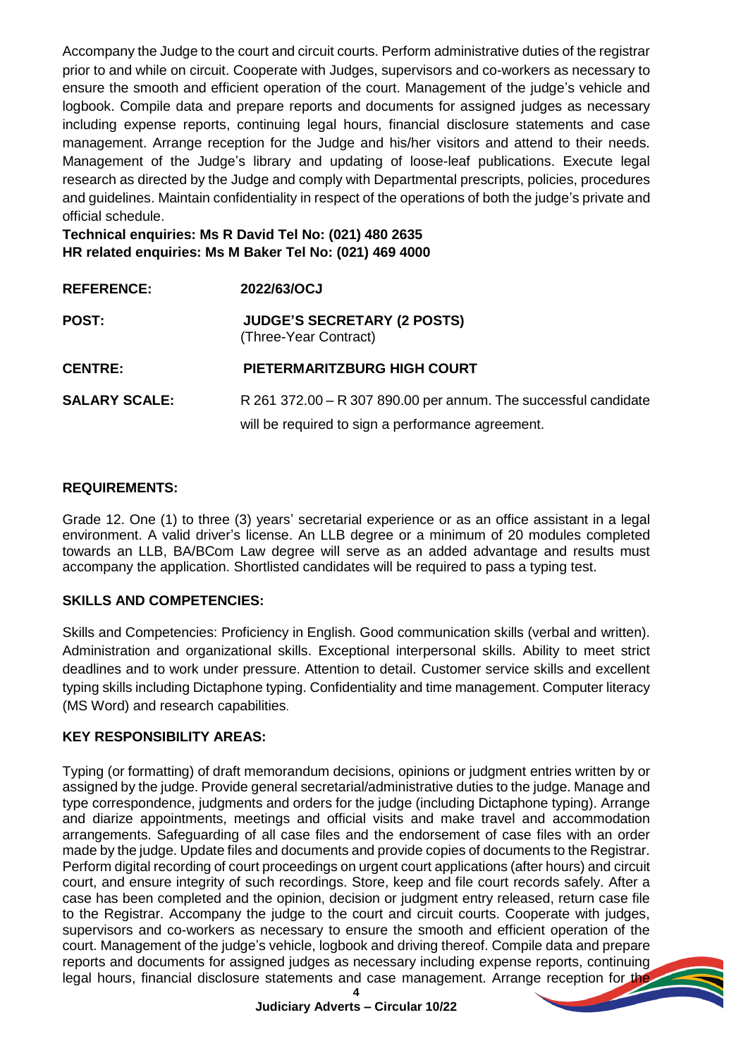Accompany the Judge to the court and circuit courts. Perform administrative duties of the registrar prior to and while on circuit. Cooperate with Judges, supervisors and co-workers as necessary to ensure the smooth and efficient operation of the court. Management of the judge's vehicle and logbook. Compile data and prepare reports and documents for assigned judges as necessary including expense reports, continuing legal hours, financial disclosure statements and case management. Arrange reception for the Judge and his/her visitors and attend to their needs. Management of the Judge's library and updating of loose-leaf publications. Execute legal research as directed by the Judge and comply with Departmental prescripts, policies, procedures and guidelines. Maintain confidentiality in respect of the operations of both the judge's private and official schedule.

**Technical enquiries: Ms R David Tel No: (021) 480 2635**
**HR related enquiries: Ms M Baker Tel No: (021) 469 4000**

**REFERENCE:** **2022/63/OCJ**

**POST:** **JUDGE'S SECRETARY (2 POSTS)**
(Three-Year Contract)

**CENTRE:** **PIETERMARITZBURG HIGH COURT**

**SALARY SCALE:** R 261 372.00 – R 307 890.00 per annum. The successful candidate will be required to sign a performance agreement.

**REQUIREMENTS:**

Grade 12. One (1) to three (3) years' secretarial experience or as an office assistant in a legal environment. A valid driver's license. An LLB degree or a minimum of 20 modules completed towards an LLB, BA/BCom Law degree will serve as an added advantage and results must accompany the application. Shortlisted candidates will be required to pass a typing test.

**SKILLS AND COMPETENCIES:**

Skills and Competencies: Proficiency in English. Good communication skills (verbal and written). Administration and organizational skills. Exceptional interpersonal skills. Ability to meet strict deadlines and to work under pressure. Attention to detail. Customer service skills and excellent typing skills including Dictaphone typing. Confidentiality and time management. Computer literacy (MS Word) and research capabilities.

**KEY RESPONSIBILITY AREAS:**

Typing (or formatting) of draft memorandum decisions, opinions or judgment entries written by or assigned by the judge. Provide general secretarial/administrative duties to the judge. Manage and type correspondence, judgments and orders for the judge (including Dictaphone typing). Arrange and diarize appointments, meetings and official visits and make travel and accommodation arrangements. Safeguarding of all case files and the endorsement of case files with an order made by the judge. Update files and documents and provide copies of documents to the Registrar. Perform digital recording of court proceedings on urgent court applications (after hours) and circuit court, and ensure integrity of such recordings. Store, keep and file court records safely. After a case has been completed and the opinion, decision or judgment entry released, return case file to the Registrar. Accompany the judge to the court and circuit courts. Cooperate with judges, supervisors and co-workers as necessary to ensure the smooth and efficient operation of the court. Management of the judge's vehicle, logbook and driving thereof. Compile data and prepare reports and documents for assigned judges as necessary including expense reports, continuing legal hours, financial disclosure statements and case management. Arrange reception for the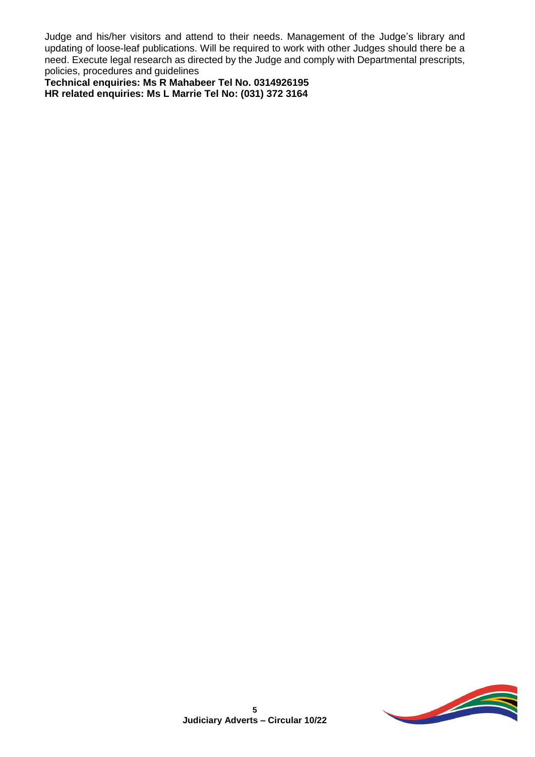Judge and his/her visitors and attend to their needs. Management of the Judge's library and updating of loose-leaf publications. Will be required to work with other Judges should there be a need. Execute legal research as directed by the Judge and comply with Departmental prescripts, policies, procedures and guidelines

**Technical enquiries: Ms R Mahabeer Tel No. 0314926195**
**HR related enquiries: Ms L Marrie Tel No: (031) 372 3164**